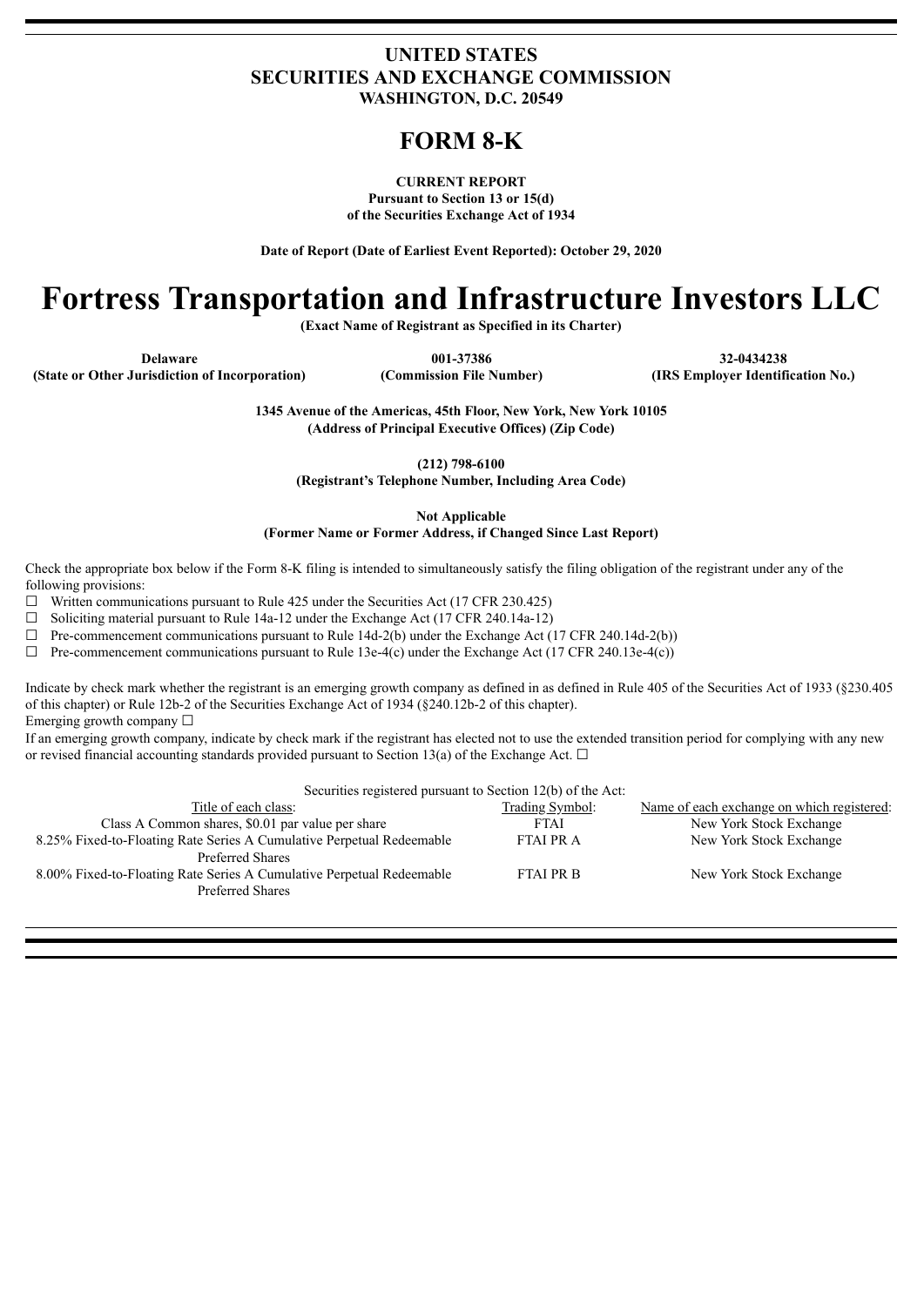# UNITED STATES
# SECURITIES AND EXCHANGE COMMISSION
**WASHINGTON, D.C. 20549**

# FORM 8-K

**CURRENT REPORT**
**Pursuant to Section 13 or 15(d)**
**of the Securities Exchange Act of 1934**

**Date of Report (Date of Earliest Event Reported): October 29, 2020**

# Fortress Transportation and Infrastructure Investors LLC

**(Exact Name of Registrant as Specified in its Charter)**

| **Delaware** | **001-37386** | **32-0434238** |
|---|---|---|
| **(State or Other Jurisdiction of Incorporation)** | **(Commission File Number)** | **(IRS Employer Identification No.)** |

**1345 Avenue of the Americas, 45th Floor, New York, New York 10105**
**(Address of Principal Executive Offices) (Zip Code)**

**(212) 798-6100**
**(Registrant's Telephone Number, Including Area Code)**

**Not Applicable**
**(Former Name or Former Address, if Changed Since Last Report)**

Check the appropriate box below if the Form 8-K filing is intended to simultaneously satisfy the filing obligation of the registrant under any of the following provisions:

☐ Written communications pursuant to Rule 425 under the Securities Act (17 CFR 230.425)
☐ Soliciting material pursuant to Rule 14a-12 under the Exchange Act (17 CFR 240.14a-12)
☐ Pre-commencement communications pursuant to Rule 14d-2(b) under the Exchange Act (17 CFR 240.14d-2(b))
☐ Pre-commencement communications pursuant to Rule 13e-4(c) under the Exchange Act (17 CFR 240.13e-4(c))

Indicate by check mark whether the registrant is an emerging growth company as defined in as defined in Rule 405 of the Securities Act of 1933 (§230.405 of this chapter) or Rule 12b-2 of the Securities Exchange Act of 1934 (§240.12b-2 of this chapter).
Emerging growth company ☐
If an emerging growth company, indicate by check mark if the registrant has elected not to use the extended transition period for complying with any new or revised financial accounting standards provided pursuant to Section 13(a) of the Exchange Act. ☐

Securities registered pursuant to Section 12(b) of the Act:

| Title of each class: | Trading Symbol: | Name of each exchange on which registered: |
|---|---|---|
| Class A Common shares, $0.01 par value per share | FTAI | New York Stock Exchange |
| 8.25% Fixed-to-Floating Rate Series A Cumulative Perpetual Redeemable Preferred Shares | FTAI PR A | New York Stock Exchange |
| 8.00% Fixed-to-Floating Rate Series A Cumulative Perpetual Redeemable Preferred Shares | FTAI PR B | New York Stock Exchange |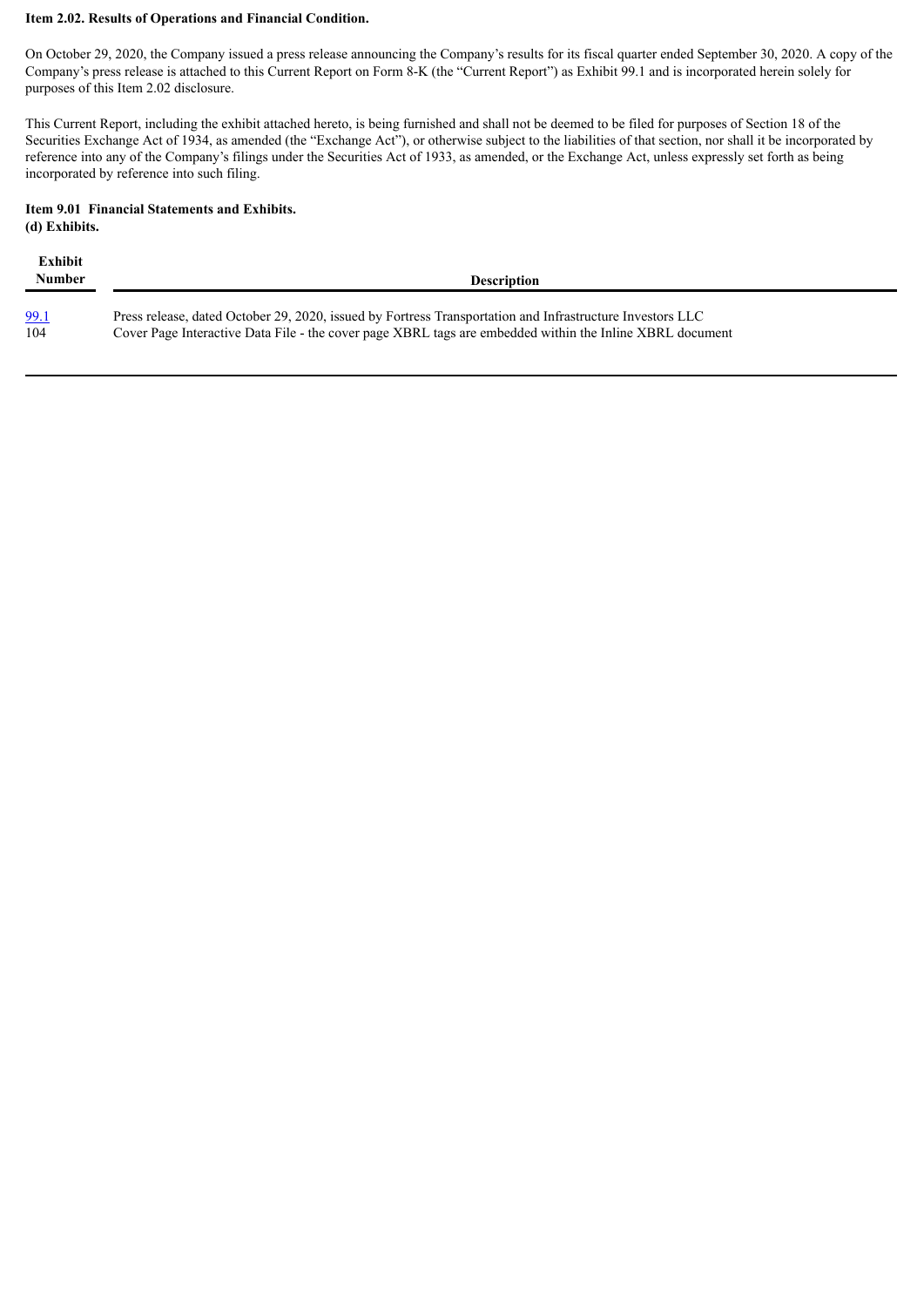**Item 2.02. Results of Operations and Financial Condition.**

On October 29, 2020, the Company issued a press release announcing the Company's results for its fiscal quarter ended September 30, 2020. A copy of the Company's press release is attached to this Current Report on Form 8-K (the "Current Report") as Exhibit 99.1 and is incorporated herein solely for purposes of this Item 2.02 disclosure.

This Current Report, including the exhibit attached hereto, is being furnished and shall not be deemed to be filed for purposes of Section 18 of the Securities Exchange Act of 1934, as amended (the "Exchange Act"), or otherwise subject to the liabilities of that section, nor shall it be incorporated by reference into any of the Company's filings under the Securities Act of 1933, as amended, or the Exchange Act, unless expressly set forth as being incorporated by reference into such filing.

**Item 9.01 Financial Statements and Exhibits.**
**(d) Exhibits.**

| Exhibit Number | Description |
|---|---|
| 99.1 | Press release, dated October 29, 2020, issued by Fortress Transportation and Infrastructure Investors LLC |
| 104 | Cover Page Interactive Data File - the cover page XBRL tags are embedded within the Inline XBRL document |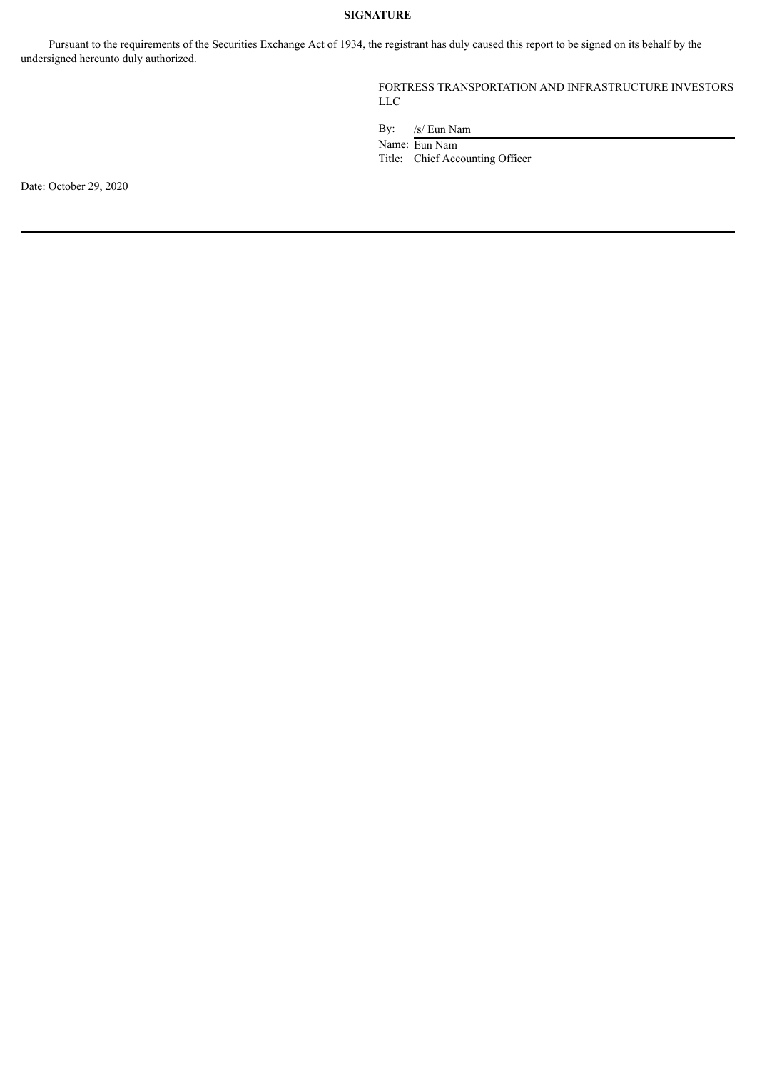**SIGNATURE**

Pursuant to the requirements of the Securities Exchange Act of 1934, the registrant has duly caused this report to be signed on its behalf by the undersigned hereunto duly authorized.

FORTRESS TRANSPORTATION AND INFRASTRUCTURE INVESTORS LLC

By: /s/ Eun Nam

Name: Eun Nam

Title: Chief Accounting Officer

Date: October 29, 2020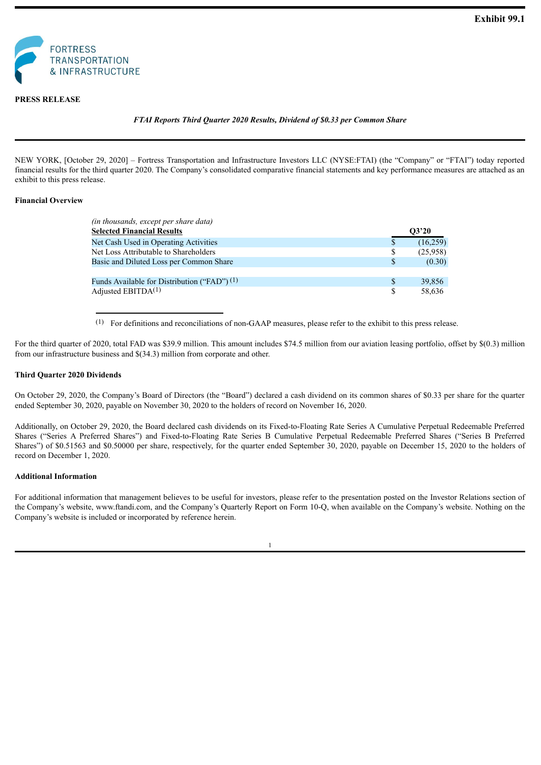**Exhibit 99.1**

FORTRESS TRANSPORTATION & INFRASTRUCTURE

**PRESS RELEASE**

***FTAI Reports Third Quarter 2020 Results, Dividend of $0.33 per Common Share***

NEW YORK, [October 29, 2020] – Fortress Transportation and Infrastructure Investors LLC (NYSE:FTAI) (the "Company" or "FTAI") today reported financial results for the third quarter 2020. The Company's consolidated comparative financial statements and key performance measures are attached as an exhibit to this press release.

**Financial Overview**

| *(in thousands, except per share data)* **Selected Financial Results** | | **Q3'20** |
|---|---|---|
| Net Cash Used in Operating Activities | $ | (16,259) |
| Net Loss Attributable to Shareholders | $ | (25,958) |
| Basic and Diluted Loss per Common Share | $ | (0.30) |
| | | |
| Funds Available for Distribution ("FAD") [(1)] | $ | 39,856 |
| Adjusted EBITDA[(1)] | $ | 58,636 |

(1) For definitions and reconciliations of non-GAAP measures, please refer to the exhibit to this press release.

For the third quarter of 2020, total FAD was $39.9 million. This amount includes $74.5 million from our aviation leasing portfolio, offset by $(0.3) million from our infrastructure business and $(34.3) million from corporate and other.

**Third Quarter 2020 Dividends**

On October 29, 2020, the Company's Board of Directors (the "Board") declared a cash dividend on its common shares of $0.33 per share for the quarter ended September 30, 2020, payable on November 30, 2020 to the holders of record on November 16, 2020.

Additionally, on October 29, 2020, the Board declared cash dividends on its Fixed-to-Floating Rate Series A Cumulative Perpetual Redeemable Preferred Shares ("Series A Preferred Shares") and Fixed-to-Floating Rate Series B Cumulative Perpetual Redeemable Preferred Shares ("Series B Preferred Shares") of $0.51563 and $0.50000 per share, respectively, for the quarter ended September 30, 2020, payable on December 15, 2020 to the holders of record on December 1, 2020.

**Additional Information**

For additional information that management believes to be useful for investors, please refer to the presentation posted on the Investor Relations section of the Company's website, www.ftandi.com, and the Company's Quarterly Report on Form 10-Q, when available on the Company's website. Nothing on the Company's website is included or incorporated by reference herein.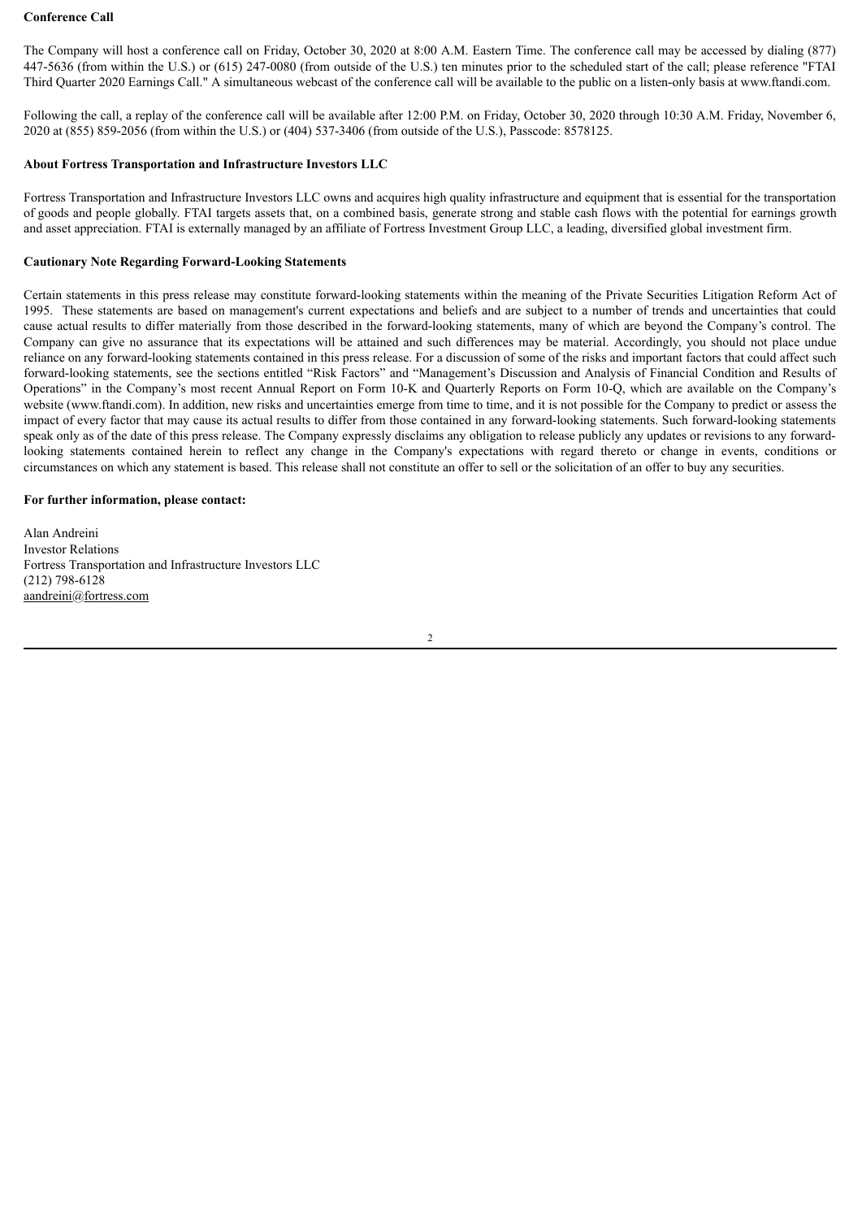**Conference Call**

The Company will host a conference call on Friday, October 30, 2020 at 8:00 A.M. Eastern Time. The conference call may be accessed by dialing (877) 447-5636 (from within the U.S.) or (615) 247-0080 (from outside of the U.S.) ten minutes prior to the scheduled start of the call; please reference "FTAI Third Quarter 2020 Earnings Call." A simultaneous webcast of the conference call will be available to the public on a listen-only basis at www.ftandi.com.

Following the call, a replay of the conference call will be available after 12:00 P.M. on Friday, October 30, 2020 through 10:30 A.M. Friday, November 6, 2020 at (855) 859-2056 (from within the U.S.) or (404) 537-3406 (from outside of the U.S.), Passcode: 8578125.

**About Fortress Transportation and Infrastructure Investors LLC**

Fortress Transportation and Infrastructure Investors LLC owns and acquires high quality infrastructure and equipment that is essential for the transportation of goods and people globally. FTAI targets assets that, on a combined basis, generate strong and stable cash flows with the potential for earnings growth and asset appreciation. FTAI is externally managed by an affiliate of Fortress Investment Group LLC, a leading, diversified global investment firm.

**Cautionary Note Regarding Forward-Looking Statements**

Certain statements in this press release may constitute forward-looking statements within the meaning of the Private Securities Litigation Reform Act of 1995. These statements are based on management's current expectations and beliefs and are subject to a number of trends and uncertainties that could cause actual results to differ materially from those described in the forward-looking statements, many of which are beyond the Company's control. The Company can give no assurance that its expectations will be attained and such differences may be material. Accordingly, you should not place undue reliance on any forward-looking statements contained in this press release. For a discussion of some of the risks and important factors that could affect such forward-looking statements, see the sections entitled "Risk Factors" and "Management's Discussion and Analysis of Financial Condition and Results of Operations" in the Company's most recent Annual Report on Form 10-K and Quarterly Reports on Form 10-Q, which are available on the Company's website (www.ftandi.com). In addition, new risks and uncertainties emerge from time to time, and it is not possible for the Company to predict or assess the impact of every factor that may cause its actual results to differ from those contained in any forward-looking statements. Such forward-looking statements speak only as of the date of this press release. The Company expressly disclaims any obligation to release publicly any updates or revisions to any forward-looking statements contained herein to reflect any change in the Company's expectations with regard thereto or change in events, conditions or circumstances on which any statement is based. This release shall not constitute an offer to sell or the solicitation of an offer to buy any securities.

**For further information, please contact:**

Alan Andreini
Investor Relations
Fortress Transportation and Infrastructure Investors LLC
(212) 798-6128
aandreini@fortress.com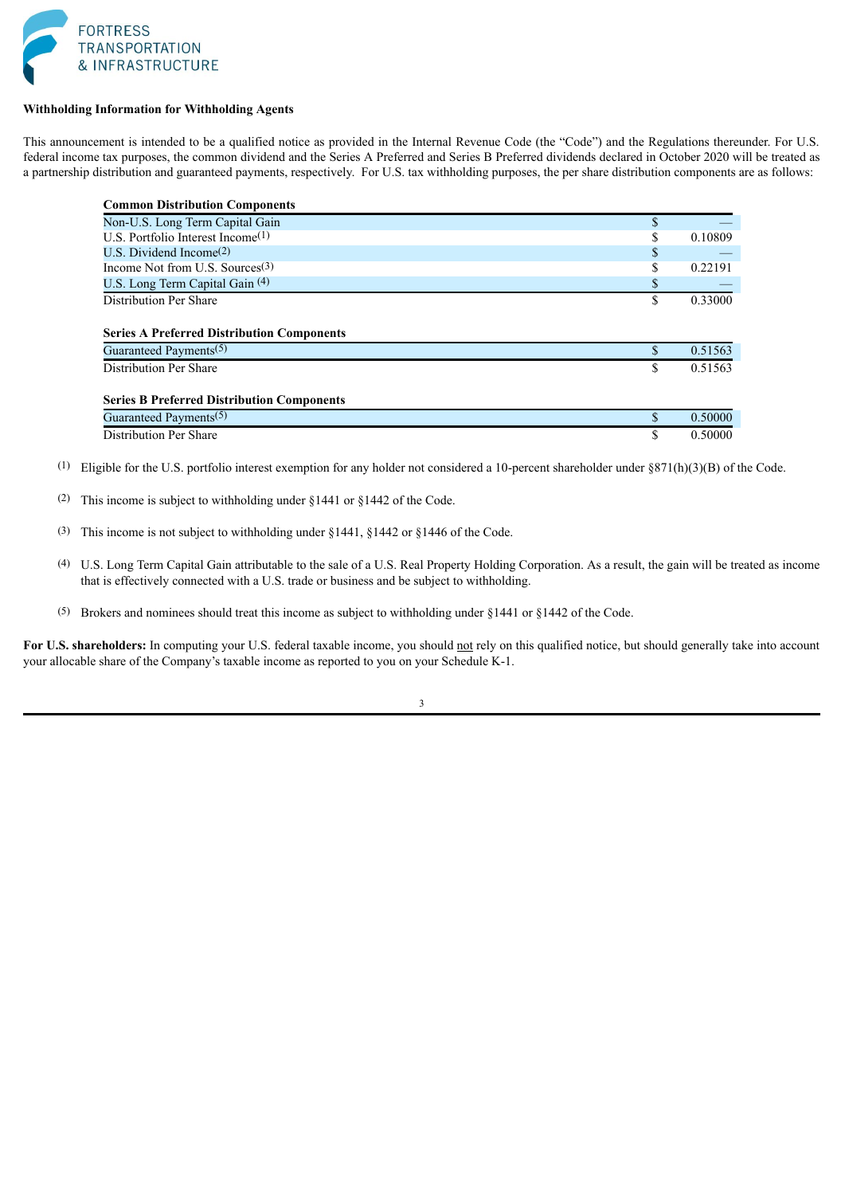FORTRESS TRANSPORTATION & INFRASTRUCTURE

**Withholding Information for Withholding Agents**

This announcement is intended to be a qualified notice as provided in the Internal Revenue Code (the "Code") and the Regulations thereunder. For U.S. federal income tax purposes, the common dividend and the Series A Preferred and Series B Preferred dividends declared in October 2020 will be treated as a partnership distribution and guaranteed payments, respectively. For U.S. tax withholding purposes, the per share distribution components are as follows:

| **Common Distribution Components** | | |
|---|---|---|
| Non-U.S. Long Term Capital Gain | $ | — |
| U.S. Portfolio Interest Income[(1)] | $ | 0.10809 |
| U.S. Dividend Income[(2)] | $ | — |
| Income Not from U.S. Sources[(3)] | $ | 0.22191 |
| U.S. Long Term Capital Gain [(4)] | $ | — |
| Distribution Per Share | $ | 0.33000 |

| **Series A Preferred Distribution Components** | | |
|---|---|---|
| Guaranteed Payments[(5)] | $ | 0.51563 |
| Distribution Per Share | $ | 0.51563 |

| **Series B Preferred Distribution Components** | | |
|---|---|---|
| Guaranteed Payments[(5)] | $ | 0.50000 |
| Distribution Per Share | $ | 0.50000 |

(1) Eligible for the U.S. portfolio interest exemption for any holder not considered a 10-percent shareholder under §871(h)(3)(B) of the Code.

(2) This income is subject to withholding under §1441 or §1442 of the Code.

(3) This income is not subject to withholding under §1441, §1442 or §1446 of the Code.

(4) U.S. Long Term Capital Gain attributable to the sale of a U.S. Real Property Holding Corporation. As a result, the gain will be treated as income that is effectively connected with a U.S. trade or business and be subject to withholding.

(5) Brokers and nominees should treat this income as subject to withholding under §1441 or §1442 of the Code.

**For U.S. shareholders:** In computing your U.S. federal taxable income, you should not rely on this qualified notice, but should generally take into account your allocable share of the Company's taxable income as reported to you on your Schedule K-1.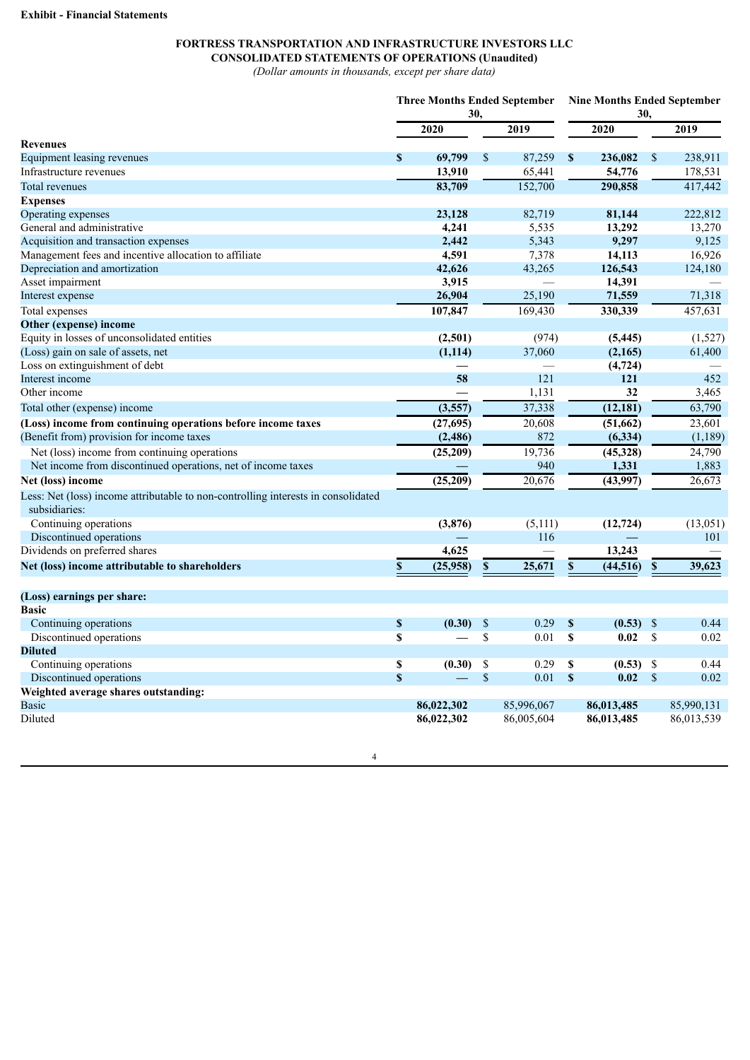**Exhibit - Financial Statements**

**FORTRESS TRANSPORTATION AND INFRASTRUCTURE INVESTORS LLC**
**CONSOLIDATED STATEMENTS OF OPERATIONS (Unaudited)**
*(Dollar amounts in thousands, except per share data)*

| | Three Months Ended September 30, | | Nine Months Ended September 30, | |
|---|---|---|---|---|
| | **2020** | **2019** | **2020** | **2019** |
| **Revenues** | | | | |
| Equipment leasing revenues | **$ 69,799** | $ 87,259 | **$ 236,082** | $ 238,911 |
| Infrastructure revenues | **13,910** | 65,441 | **54,776** | 178,531 |
| Total revenues | **83,709** | 152,700 | **290,858** | 417,442 |
| **Expenses** | | | | |
| Operating expenses | **23,128** | 82,719 | **81,144** | 222,812 |
| General and administrative | **4,241** | 5,535 | **13,292** | 13,270 |
| Acquisition and transaction expenses | **2,442** | 5,343 | **9,297** | 9,125 |
| Management fees and incentive allocation to affiliate | **4,591** | 7,378 | **14,113** | 16,926 |
| Depreciation and amortization | **42,626** | 43,265 | **126,543** | 124,180 |
| Asset impairment | **3,915** | — | **14,391** | — |
| Interest expense | **26,904** | 25,190 | **71,559** | 71,318 |
| Total expenses | **107,847** | 169,430 | **330,339** | 457,631 |
| **Other (expense) income** | | | | |
| Equity in losses of unconsolidated entities | **(2,501)** | (974) | **(5,445)** | (1,527) |
| (Loss) gain on sale of assets, net | **(1,114)** | 37,060 | **(2,165)** | 61,400 |
| Loss on extinguishment of debt | **—** | — | **(4,724)** | — |
| Interest income | **58** | 121 | **121** | 452 |
| Other income | **—** | 1,131 | **32** | 3,465 |
| Total other (expense) income | **(3,557)** | 37,338 | **(12,181)** | 63,790 |
| **(Loss) income from continuing operations before income taxes** | **(27,695)** | 20,608 | **(51,662)** | 23,601 |
| (Benefit from) provision for income taxes | **(2,486)** | 872 | **(6,334)** | (1,189) |
| Net (loss) income from continuing operations | **(25,209)** | 19,736 | **(45,328)** | 24,790 |
| Net income from discontinued operations, net of income taxes | **—** | 940 | **1,331** | 1,883 |
| **Net (loss) income** | **(25,209)** | 20,676 | **(43,997)** | 26,673 |
| Less: Net (loss) income attributable to non-controlling interests in consolidated subsidiaries: | | | | |
| Continuing operations | **(3,876)** | (5,111) | **(12,724)** | (13,051) |
| Discontinued operations | **—** | 116 | **—** | 101 |
| Dividends on preferred shares | **4,625** | — | **13,243** | — |
| **Net (loss) income attributable to shareholders** | **$ (25,958)** | **$ 25,671** | **$ (44,516)** | **$ 39,623** |
| | | | | |
| **(Loss) earnings per share:** | | | | |
| **Basic** | | | | |
| Continuing operations | **$ (0.30)** | $ 0.29 | **$ (0.53)** | $ 0.44 |
| Discontinued operations | **$ —** | $ 0.01 | **$ 0.02** | $ 0.02 |
| **Diluted** | | | | |
| Continuing operations | **$ (0.30)** | $ 0.29 | **$ (0.53)** | $ 0.44 |
| Discontinued operations | **$ —** | $ 0.01 | **$ 0.02** | $ 0.02 |
| **Weighted average shares outstanding:** | | | | |
| Basic | **86,022,302** | 85,996,067 | **86,013,485** | 85,990,131 |
| Diluted | **86,022,302** | 86,005,604 | **86,013,485** | 86,013,539 |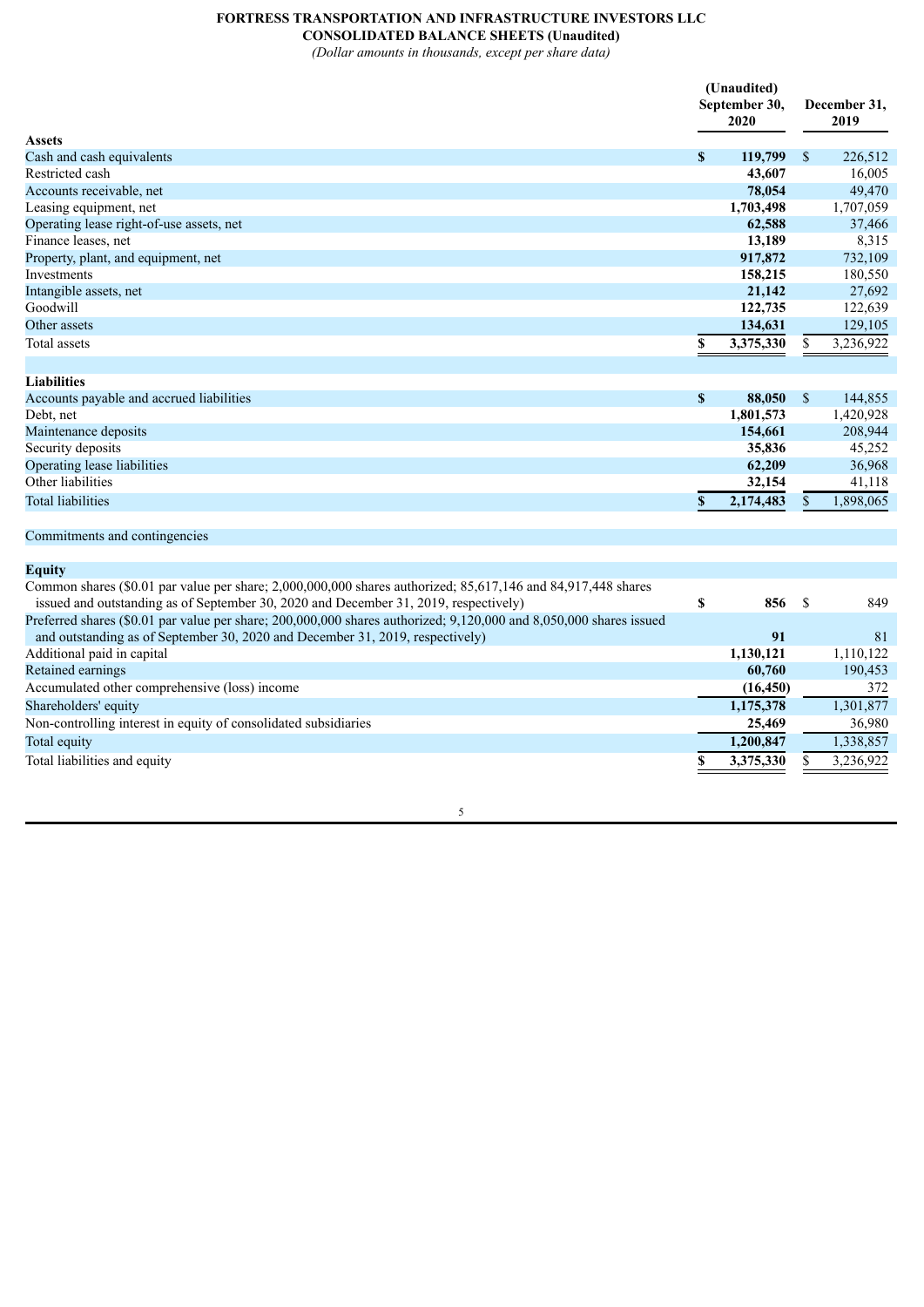# FORTRESS TRANSPORTATION AND INFRASTRUCTURE INVESTORS LLC
## CONSOLIDATED BALANCE SHEETS (Unaudited)
*(Dollar amounts in thousands, except per share data)*

| | (Unaudited) September 30, 2020 | December 31, 2019 |
|---|---|---|
| **Assets** | | |
| Cash and cash equivalents | **$ 119,799** | $ 226,512 |
| Restricted cash | **43,607** | 16,005 |
| Accounts receivable, net | **78,054** | 49,470 |
| Leasing equipment, net | **1,703,498** | 1,707,059 |
| Operating lease right-of-use assets, net | **62,588** | 37,466 |
| Finance leases, net | **13,189** | 8,315 |
| Property, plant, and equipment, net | **917,872** | 732,109 |
| Investments | **158,215** | 180,550 |
| Intangible assets, net | **21,142** | 27,692 |
| Goodwill | **122,735** | 122,639 |
| Other assets | **134,631** | 129,105 |
| Total assets | **$ 3,375,330** | $ 3,236,922 |
| | | |
| **Liabilities** | | |
| Accounts payable and accrued liabilities | **$ 88,050** | $ 144,855 |
| Debt, net | **1,801,573** | 1,420,928 |
| Maintenance deposits | **154,661** | 208,944 |
| Security deposits | **35,836** | 45,252 |
| Operating lease liabilities | **62,209** | 36,968 |
| Other liabilities | **32,154** | 41,118 |
| Total liabilities | **$ 2,174,483** | $ 1,898,065 |
| | | |
| Commitments and contingencies | | |
| | | |
| **Equity** | | |
| Common shares ($0.01 par value per share; 2,000,000,000 shares authorized; 85,617,146 and 84,917,448 shares issued and outstanding as of September 30, 2020 and December 31, 2019, respectively) | **$ 856** | $ 849 |
| Preferred shares ($0.01 par value per share; 200,000,000 shares authorized; 9,120,000 and 8,050,000 shares issued and outstanding as of September 30, 2020 and December 31, 2019, respectively) | **91** | 81 |
| Additional paid in capital | **1,130,121** | 1,110,122 |
| Retained earnings | **60,760** | 190,453 |
| Accumulated other comprehensive (loss) income | **(16,450)** | 372 |
| Shareholders' equity | **1,175,378** | 1,301,877 |
| Non-controlling interest in equity of consolidated subsidiaries | **25,469** | 36,980 |
| Total equity | **1,200,847** | 1,338,857 |
| Total liabilities and equity | **$ 3,375,330** | $ 3,236,922 |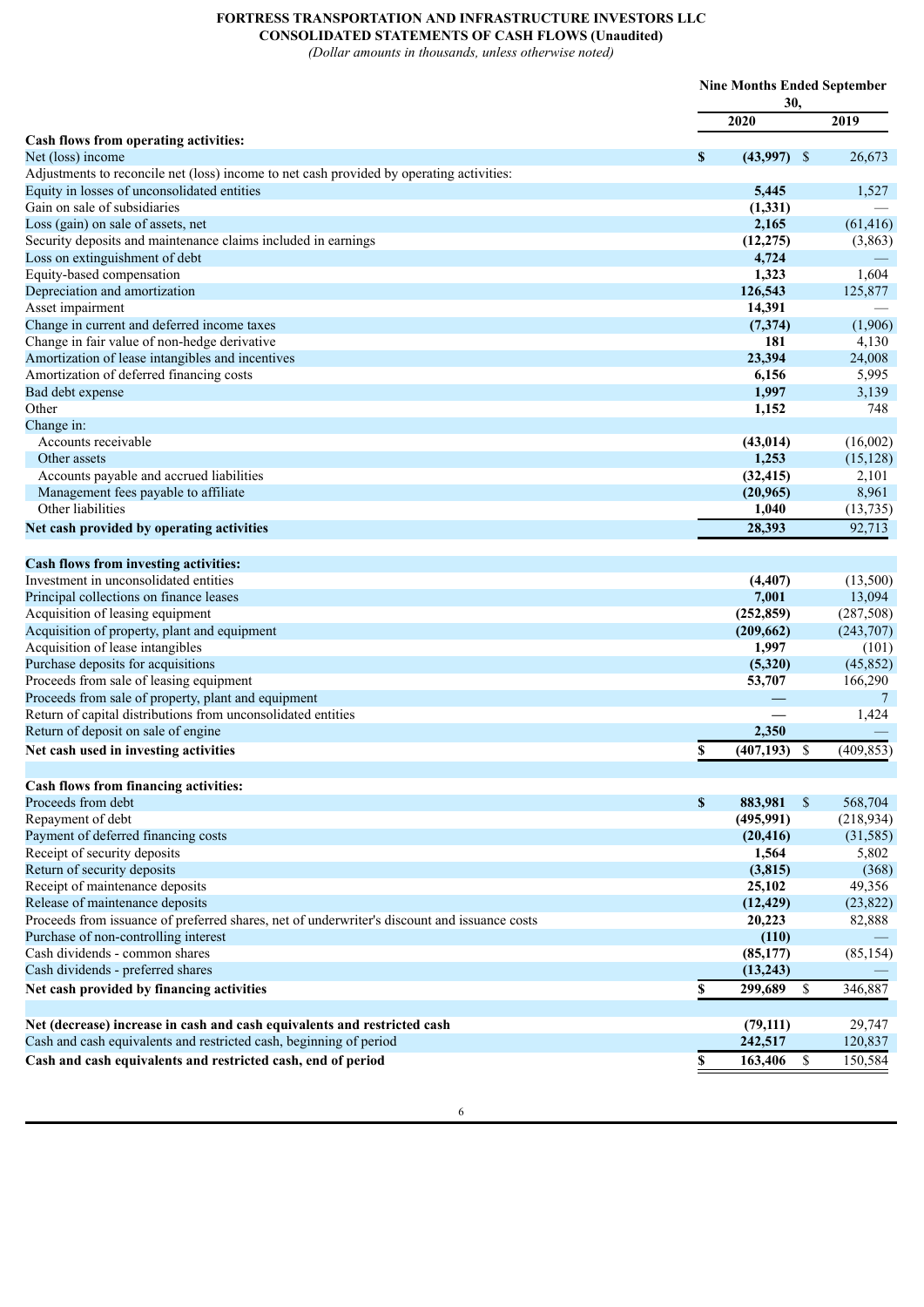# FORTRESS TRANSPORTATION AND INFRASTRUCTURE INVESTORS LLC
## CONSOLIDATED STATEMENTS OF CASH FLOWS (Unaudited)
*(Dollar amounts in thousands, unless otherwise noted)*

| | Nine Months Ended September 30, | |
|---|---|---|
| | **2020** | **2019** |
| **Cash flows from operating activities:** | | |
| Net (loss) income | **$ (43,997)** | $ 26,673 |
| Adjustments to reconcile net (loss) income to net cash provided by operating activities: | | |
| Equity in losses of unconsolidated entities | **5,445** | 1,527 |
| Gain on sale of subsidiaries | **(1,331)** | — |
| Loss (gain) on sale of assets, net | **2,165** | (61,416) |
| Security deposits and maintenance claims included in earnings | **(12,275)** | (3,863) |
| Loss on extinguishment of debt | **4,724** | — |
| Equity-based compensation | **1,323** | 1,604 |
| Depreciation and amortization | **126,543** | 125,877 |
| Asset impairment | **14,391** | — |
| Change in current and deferred income taxes | **(7,374)** | (1,906) |
| Change in fair value of non-hedge derivative | **181** | 4,130 |
| Amortization of lease intangibles and incentives | **23,394** | 24,008 |
| Amortization of deferred financing costs | **6,156** | 5,995 |
| Bad debt expense | **1,997** | 3,139 |
| Other | **1,152** | 748 |
| Change in: | | |
| Accounts receivable | **(43,014)** | (16,002) |
| Other assets | **1,253** | (15,128) |
| Accounts payable and accrued liabilities | **(32,415)** | 2,101 |
| Management fees payable to affiliate | **(20,965)** | 8,961 |
| Other liabilities | **1,040** | (13,735) |
| **Net cash provided by operating activities** | **28,393** | 92,713 |
| | | |
| **Cash flows from investing activities:** | | |
| Investment in unconsolidated entities | **(4,407)** | (13,500) |
| Principal collections on finance leases | **7,001** | 13,094 |
| Acquisition of leasing equipment | **(252,859)** | (287,508) |
| Acquisition of property, plant and equipment | **(209,662)** | (243,707) |
| Acquisition of lease intangibles | **1,997** | (101) |
| Purchase deposits for acquisitions | **(5,320)** | (45,852) |
| Proceeds from sale of leasing equipment | **53,707** | 166,290 |
| Proceeds from sale of property, plant and equipment | **—** | 7 |
| Return of capital distributions from unconsolidated entities | — | 1,424 |
| Return of deposit on sale of engine | **2,350** | — |
| **Net cash used in investing activities** | **$ (407,193)** | $ (409,853) |
| | | |
| **Cash flows from financing activities:** | | |
| Proceeds from debt | **$ 883,981** | $ 568,704 |
| Repayment of debt | **(495,991)** | (218,934) |
| Payment of deferred financing costs | **(20,416)** | (31,585) |
| Receipt of security deposits | **1,564** | 5,802 |
| Return of security deposits | **(3,815)** | (368) |
| Receipt of maintenance deposits | **25,102** | 49,356 |
| Release of maintenance deposits | **(12,429)** | (23,822) |
| Proceeds from issuance of preferred shares, net of underwriter's discount and issuance costs | **20,223** | 82,888 |
| Purchase of non-controlling interest | **(110)** | — |
| Cash dividends - common shares | **(85,177)** | (85,154) |
| Cash dividends - preferred shares | **(13,243)** | — |
| **Net cash provided by financing activities** | **$ 299,689** | $ 346,887 |
| | | |
| **Net (decrease) increase in cash and cash equivalents and restricted cash** | **(79,111)** | 29,747 |
| Cash and cash equivalents and restricted cash, beginning of period | **242,517** | 120,837 |
| **Cash and cash equivalents and restricted cash, end of period** | **$ 163,406** | $ 150,584 |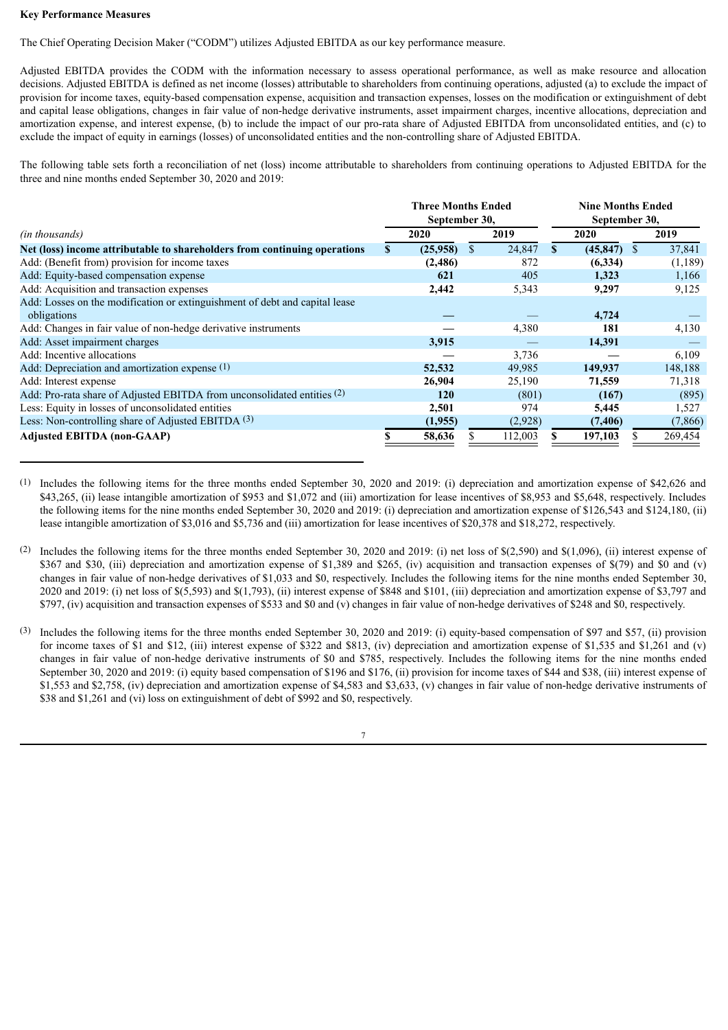**Key Performance Measures**

The Chief Operating Decision Maker ("CODM") utilizes Adjusted EBITDA as our key performance measure.

Adjusted EBITDA provides the CODM with the information necessary to assess operational performance, as well as make resource and allocation decisions. Adjusted EBITDA is defined as net income (losses) attributable to shareholders from continuing operations, adjusted (a) to exclude the impact of provision for income taxes, equity-based compensation expense, acquisition and transaction expenses, losses on the modification or extinguishment of debt and capital lease obligations, changes in fair value of non-hedge derivative instruments, asset impairment charges, incentive allocations, depreciation and amortization expense, and interest expense, (b) to include the impact of our pro-rata share of Adjusted EBITDA from unconsolidated entities, and (c) to exclude the impact of equity in earnings (losses) of unconsolidated entities and the non-controlling share of Adjusted EBITDA.

The following table sets forth a reconciliation of net (loss) income attributable to shareholders from continuing operations to Adjusted EBITDA for the three and nine months ended September 30, 2020 and 2019:

| | Three Months Ended September 30, | | Nine Months Ended September 30, | |
|---|---|---|---|---|
| *(in thousands)* | **2020** | **2019** | **2020** | **2019** |
| **Net (loss) income attributable to shareholders from continuing operations** | **$ (25,958)** | $ 24,847 | **$ (45,847)** | $ 37,841 |
| Add: (Benefit from) provision for income taxes | **(2,486)** | 872 | **(6,334)** | (1,189) |
| Add: Equity-based compensation expense | **621** | 405 | **1,323** | 1,166 |
| Add: Acquisition and transaction expenses | **2,442** | 5,343 | **9,297** | 9,125 |
| Add: Losses on the modification or extinguishment of debt and capital lease obligations | **—** | — | **4,724** | — |
| Add: Changes in fair value of non-hedge derivative instruments | **—** | 4,380 | **181** | 4,130 |
| Add: Asset impairment charges | **3,915** | — | **14,391** | — |
| Add: Incentive allocations | **—** | 3,736 | **—** | 6,109 |
| Add: Depreciation and amortization expense [(1)] | **52,532** | 49,985 | **149,937** | 148,188 |
| Add: Interest expense | **26,904** | 25,190 | **71,559** | 71,318 |
| Add: Pro-rata share of Adjusted EBITDA from unconsolidated entities [(2)] | **120** | (801) | **(167)** | (895) |
| Less: Equity in losses of unconsolidated entities | **2,501** | 974 | **5,445** | 1,527 |
| Less: Non-controlling share of Adjusted EBITDA [(3)] | **(1,955)** | (2,928) | **(7,406)** | (7,866) |
| **Adjusted EBITDA (non-GAAP)** | **$ 58,636** | $ 112,003 | **$ 197,103** | $ 269,454 |

(1) Includes the following items for the three months ended September 30, 2020 and 2019: (i) depreciation and amortization expense of $42,626 and $43,265, (ii) lease intangible amortization of $953 and $1,072 and (iii) amortization for lease incentives of $8,953 and $5,648, respectively. Includes the following items for the nine months ended September 30, 2020 and 2019: (i) depreciation and amortization expense of $126,543 and $124,180, (ii) lease intangible amortization of $3,016 and $5,736 and (iii) amortization for lease incentives of $20,378 and $18,272, respectively.

(2) Includes the following items for the three months ended September 30, 2020 and 2019: (i) net loss of $(2,590) and $(1,096), (ii) interest expense of $367 and $30, (iii) depreciation and amortization expense of $1,389 and $265, (iv) acquisition and transaction expenses of $(79) and $0 and (v) changes in fair value of non-hedge derivatives of $1,033 and $0, respectively. Includes the following items for the nine months ended September 30, 2020 and 2019: (i) net loss of $(5,593) and $(1,793), (ii) interest expense of $848 and $101, (iii) depreciation and amortization expense of $3,797 and $797, (iv) acquisition and transaction expenses of $533 and $0 and (v) changes in fair value of non-hedge derivatives of $248 and $0, respectively.

(3) Includes the following items for the three months ended September 30, 2020 and 2019: (i) equity-based compensation of $97 and $57, (ii) provision for income taxes of $1 and $12, (iii) interest expense of $322 and $813, (iv) depreciation and amortization expense of $1,535 and $1,261 and (v) changes in fair value of non-hedge derivative instruments of $0 and $785, respectively. Includes the following items for the nine months ended September 30, 2020 and 2019: (i) equity based compensation of $196 and $176, (ii) provision for income taxes of $44 and $38, (iii) interest expense of $1,553 and $2,758, (iv) depreciation and amortization expense of $4,583 and $3,633, (v) changes in fair value of non-hedge derivative instruments of $38 and $1,261 and (vi) loss on extinguishment of debt of $992 and $0, respectively.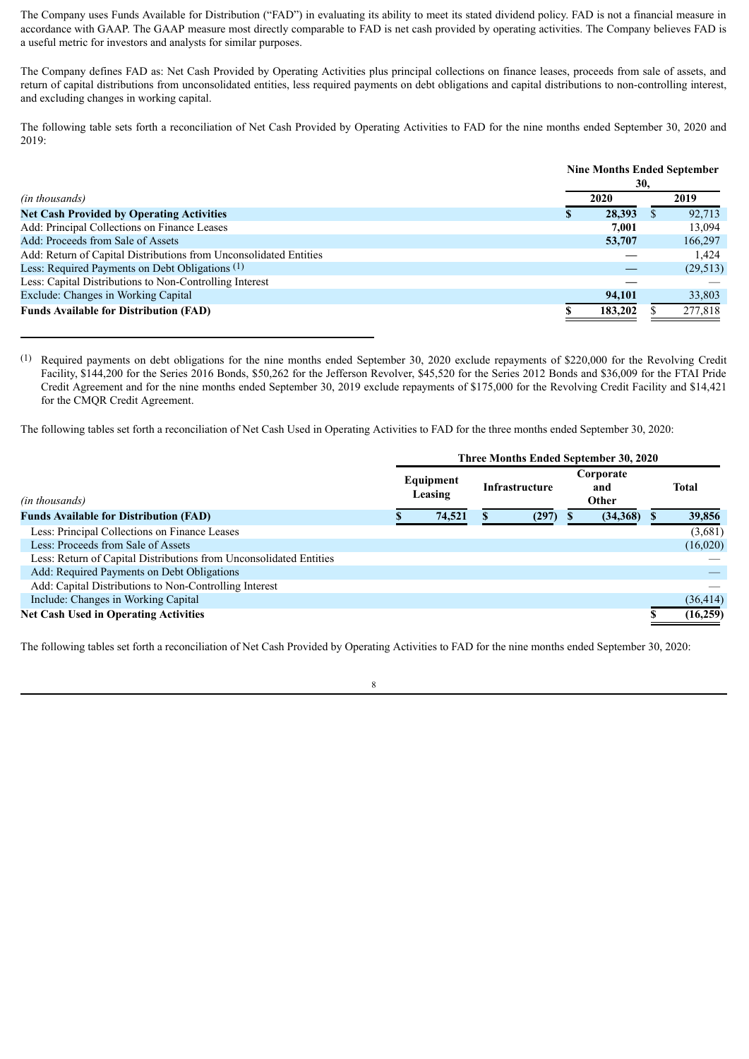The Company uses Funds Available for Distribution ("FAD") in evaluating its ability to meet its stated dividend policy. FAD is not a financial measure in accordance with GAAP. The GAAP measure most directly comparable to FAD is net cash provided by operating activities. The Company believes FAD is a useful metric for investors and analysts for similar purposes.

The Company defines FAD as: Net Cash Provided by Operating Activities plus principal collections on finance leases, proceeds from sale of assets, and return of capital distributions from unconsolidated entities, less required payments on debt obligations and capital distributions to non-controlling interest, and excluding changes in working capital.

The following table sets forth a reconciliation of Net Cash Provided by Operating Activities to FAD for the nine months ended September 30, 2020 and 2019:

| *(in thousands)* | Nine Months Ended September 30, | |
|---|---|---|
| | **2020** | **2019** |
| **Net Cash Provided by Operating Activities** | **$ 28,393** | $ 92,713 |
| Add: Principal Collections on Finance Leases | **7,001** | 13,094 |
| Add: Proceeds from Sale of Assets | **53,707** | 166,297 |
| Add: Return of Capital Distributions from Unconsolidated Entities | **—** | 1,424 |
| Less: Required Payments on Debt Obligations [(1)] | **—** | (29,513) |
| Less: Capital Distributions to Non-Controlling Interest | **—** | — |
| Exclude: Changes in Working Capital | **94,101** | 33,803 |
| **Funds Available for Distribution (FAD)** | **$ 183,202** | $ 277,818 |

(1) Required payments on debt obligations for the nine months ended September 30, 2020 exclude repayments of $220,000 for the Revolving Credit Facility, $144,200 for the Series 2016 Bonds, $50,262 for the Jefferson Revolver, $45,520 for the Series 2012 Bonds and $36,009 for the FTAI Pride Credit Agreement and for the nine months ended September 30, 2019 exclude repayments of $175,000 for the Revolving Credit Facility and $14,421 for the CMQR Credit Agreement.

The following tables set forth a reconciliation of Net Cash Used in Operating Activities to FAD for the three months ended September 30, 2020:

| *(in thousands)* | Three Months Ended September 30, 2020 | | | |
|---|---|---|---|---|
| | **Equipment Leasing** | **Infrastructure** | **Corporate and Other** | **Total** |
| **Funds Available for Distribution (FAD)** | **$ 74,521** | **$ (297)** | **$ (34,368)** | **$ 39,856** |
| Less: Principal Collections on Finance Leases | | | | (3,681) |
| Less: Proceeds from Sale of Assets | | | | (16,020) |
| Less: Return of Capital Distributions from Unconsolidated Entities | | | | — |
| Add: Required Payments on Debt Obligations | | | | — |
| Add: Capital Distributions to Non-Controlling Interest | | | | — |
| Include: Changes in Working Capital | | | | (36,414) |
| **Net Cash Used in Operating Activities** | | | | **$ (16,259)** |

The following tables set forth a reconciliation of Net Cash Provided by Operating Activities to FAD for the nine months ended September 30, 2020: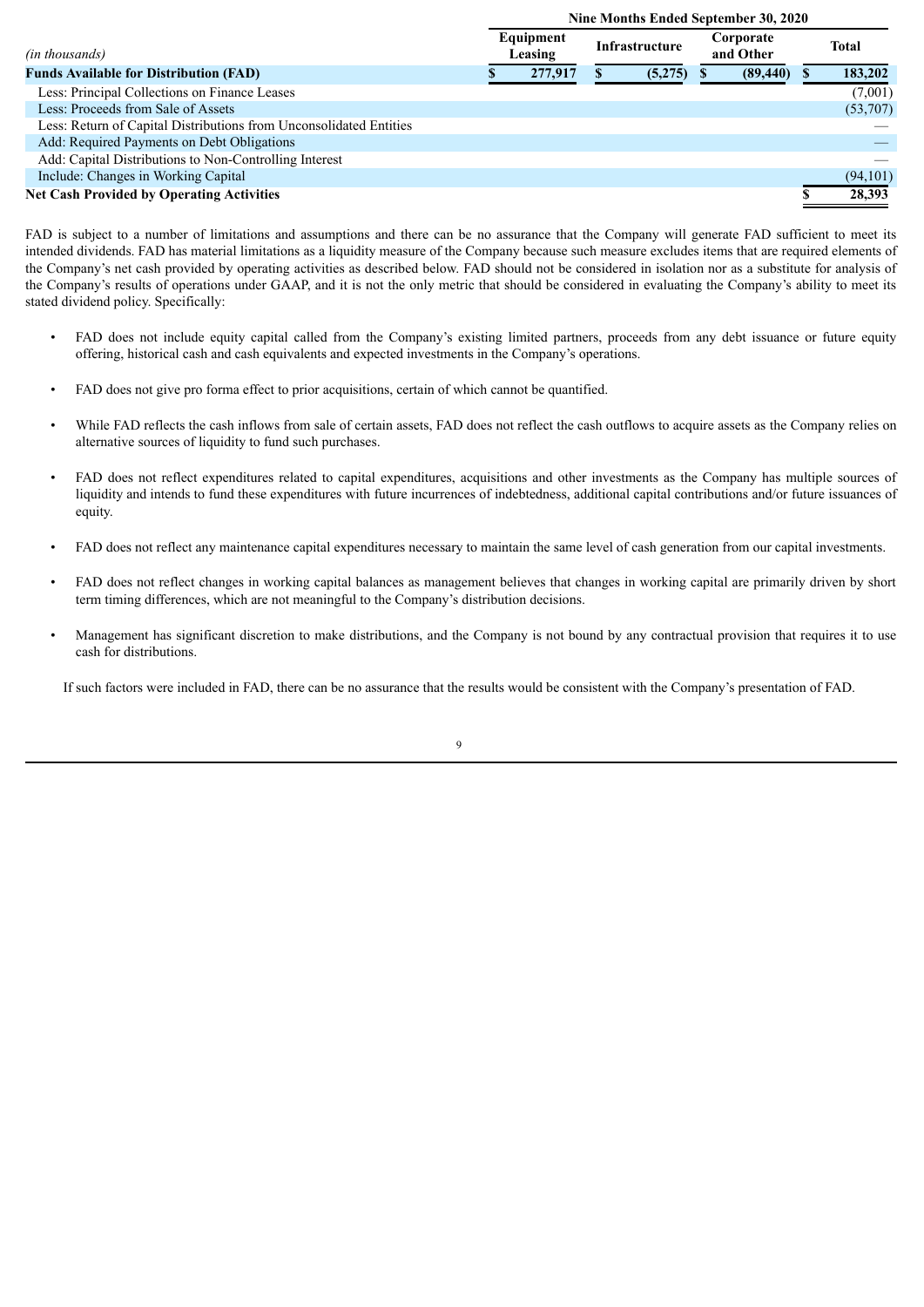| (in thousands) | Nine Months Ended September 30, 2020 | | | |
|---|---|---|---|---|
| | Equipment Leasing | Infrastructure | Corporate and Other | Total |
| **Funds Available for Distribution (FAD)** | $ 277,917 | $ (5,275) | $ (89,440) | $ 183,202 |
| Less: Principal Collections on Finance Leases | | | | (7,001) |
| Less: Proceeds from Sale of Assets | | | | (53,707) |
| Less: Return of Capital Distributions from Unconsolidated Entities | | | | — |
| Add: Required Payments on Debt Obligations | | | | — |
| Add: Capital Distributions to Non-Controlling Interest | | | | — |
| Include: Changes in Working Capital | | | | (94,101) |
| **Net Cash Provided by Operating Activities** | | | | $ 28,393 |

FAD is subject to a number of limitations and assumptions and there can be no assurance that the Company will generate FAD sufficient to meet its intended dividends. FAD has material limitations as a liquidity measure of the Company because such measure excludes items that are required elements of the Company's net cash provided by operating activities as described below. FAD should not be considered in isolation nor as a substitute for analysis of the Company's results of operations under GAAP, and it is not the only metric that should be considered in evaluating the Company's ability to meet its stated dividend policy. Specifically:

- FAD does not include equity capital called from the Company's existing limited partners, proceeds from any debt issuance or future equity offering, historical cash and cash equivalents and expected investments in the Company's operations.
- FAD does not give pro forma effect to prior acquisitions, certain of which cannot be quantified.
- While FAD reflects the cash inflows from sale of certain assets, FAD does not reflect the cash outflows to acquire assets as the Company relies on alternative sources of liquidity to fund such purchases.
- FAD does not reflect expenditures related to capital expenditures, acquisitions and other investments as the Company has multiple sources of liquidity and intends to fund these expenditures with future incurrences of indebtedness, additional capital contributions and/or future issuances of equity.
- FAD does not reflect any maintenance capital expenditures necessary to maintain the same level of cash generation from our capital investments.
- FAD does not reflect changes in working capital balances as management believes that changes in working capital are primarily driven by short term timing differences, which are not meaningful to the Company's distribution decisions.
- Management has significant discretion to make distributions, and the Company is not bound by any contractual provision that requires it to use cash for distributions.

If such factors were included in FAD, there can be no assurance that the results would be consistent with the Company's presentation of FAD.